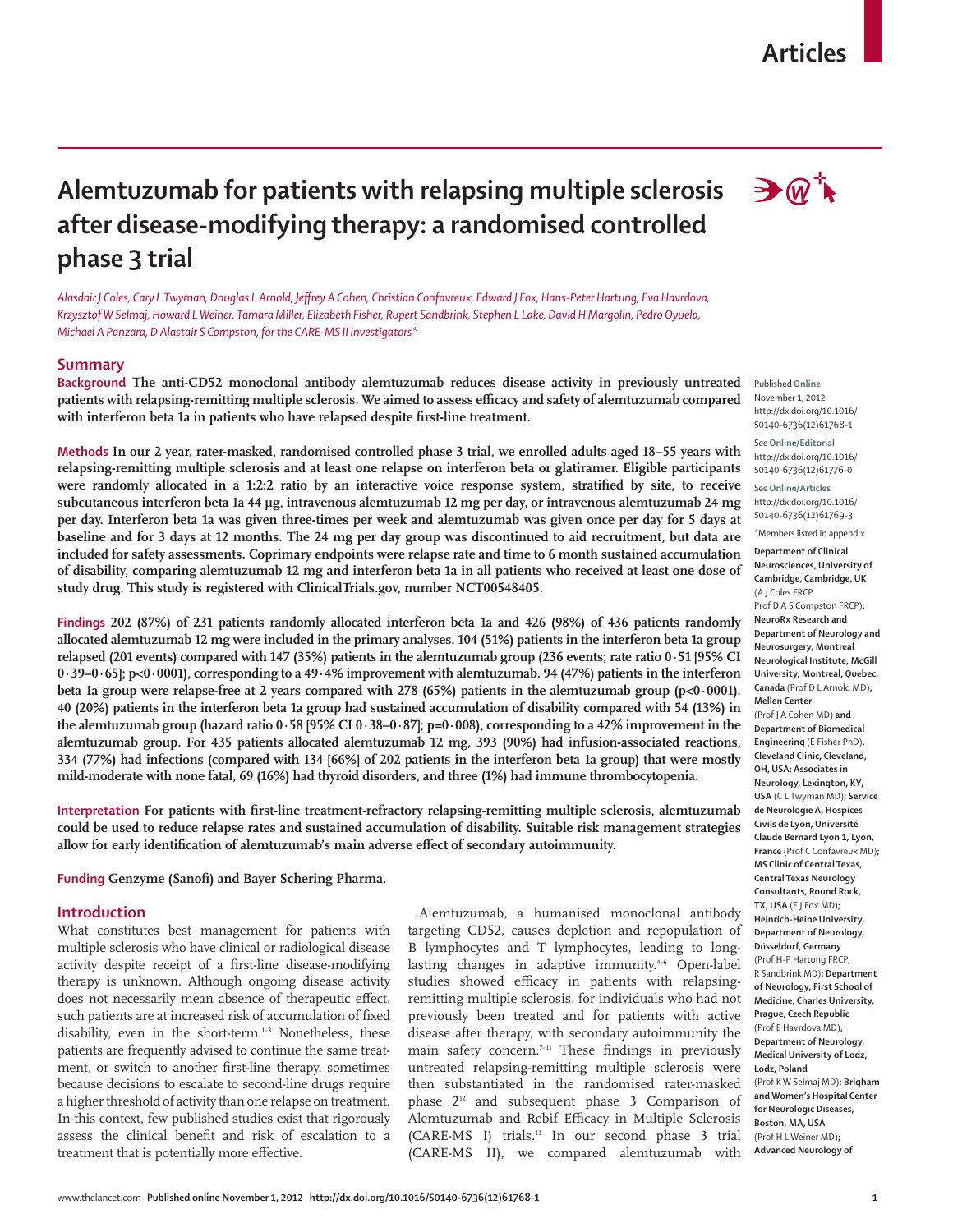# Alemtuzumab for patients with relapsing multiple sclerosis after disease-modifying therapy: a randomised controlled phase 3 trial

*Alasdair J Coles, Cary L Twyman, Douglas L Arnold, Jeffrey A Cohen, Christian Confavreux, Edward J Fox, Hans-Peter Hartung, Eva Havrdova, Krzysztof W Selmaj, Howard L Weiner, Tamara Miller, Elizabeth Fisher, Rupert Sandbrink, Stephen L Lake, David H Margolin, Pedro Oyuela, Michael A Panzara, D Alastair S Compston, for the CARE-MS II investigators\**

## Summary

**Background** The anti-CD52 monoclonal antibody alemtuzumab reduces disease activity in previously untreated patients with relapsing-remitting multiple sclerosis. We aimed to assess efficacy and safety of alemtuzumab compared with interferon beta 1a in patients who have relapsed despite first-line treatment.

**Methods** In our 2 year, rater-masked, randomised controlled phase 3 trial, we enrolled adults aged 18–55 years with relapsing-remitting multiple sclerosis and at least one relapse on interferon beta or glatiramer. Eligible participants were randomly allocated in a 1:2:2 ratio by an interactive voice response system, stratified by site, to receive subcutaneous interferon beta 1a 44 μg, intravenous alemtuzumab 12 mg per day, or intravenous alemtuzumab 24 mg per day. Interferon beta 1a was given three-times per week and alemtuzumab was given once per day for 5 days at baseline and for 3 days at 12 months. The 24 mg per day group was discontinued to aid recruitment, but data are included for safety assessments. Coprimary endpoints were relapse rate and time to 6 month sustained accumulation of disability, comparing alemtuzumab 12 mg and interferon beta 1a in all patients who received at least one dose of study drug. This study is registered with ClinicalTrials.gov, number NCT00548405.

**Findings** 202 (87%) of 231 patients randomly allocated interferon beta 1a and 426 (98%) of 436 patients randomly allocated alemtuzumab 12 mg were included in the primary analyses. 104 (51%) patients in the interferon beta 1a group relapsed (201 events) compared with 147 (35%) patients in the alemtuzumab group (236 events; rate ratio 0·51 [95% CI 0·39–0·65]; p<0·0001), corresponding to a 49·4% improvement with alemtuzumab. 94 (47%) patients in the interferon beta 1a group were relapse-free at 2 years compared with 278 (65%) patients in the alemtuzumab group (p<0·0001). 40 (20%) patients in the interferon beta 1a group had sustained accumulation of disability compared with 54 (13%) in the alemtuzumab group (hazard ratio 0·58 [95% CI 0·38–0·87]; p=0·008), corresponding to a 42% improvement in the alemtuzumab group. For 435 patients allocated alemtuzumab 12 mg, 393 (90%) had infusion-associated reactions, 334 (77%) had infections (compared with 134 [66%] of 202 patients in the interferon beta 1a group) that were mostly mild-moderate with none fatal, 69 (16%) had thyroid disorders, and three (1%) had immune thrombocytopenia.

**Interpretation** For patients with first-line treatment-refractory relapsing-remitting multiple sclerosis, alemtuzumab could be used to reduce relapse rates and sustained accumulation of disability. Suitable risk management strategies allow for early identification of alemtuzumab's main adverse effect of secondary autoimmunity.

**Funding** Genzyme (Sanofi) and Bayer Schering Pharma.

Published **Online** November 1, 2012 http://dx.doi.org/10.1016/S0140-6736(12)61768-1

See **Online/Editorial** http://dx.doi.org/10.1016/S0140-6736(12)61776-0

See **Online/Articles** http://dx.doi.org/10.1016/S0140-6736(12)61769-3

\*Members listed in appendix

**Department of Clinical Neurosciences, University of Cambridge, Cambridge, UK** (A J Coles FRCP, Prof D A S Compston FRCP); **NeuroRx Research and Department of Neurology and Neurosurgery, Montreal Neurological Institute, McGill University, Montreal, Quebec, Canada** (Prof D L Arnold MD); **Mellen Center** (Prof J A Cohen MD) **and Department of Biomedical Engineering** (E Fisher PhD), **Cleveland Clinic, Cleveland, OH, USA; Associates in Neurology, Lexington, KY, USA** (C L Twyman MD); **Service de Neurologie A, Hospices Civils de Lyon, Université Claude Bernard Lyon 1, Lyon, France** (Prof C Confavreux MD); **MS Clinic of Central Texas, Central Texas Neurology Consultants, Round Rock, TX, USA** (E J Fox MD); **Heinrich-Heine University, Department of Neurology, Düsseldorf, Germany** (Prof H-P Hartung FRCP, R Sandbrink MD); **Department of Neurology, First School of Medicine, Charles University, Prague, Czech Republic** (Prof E Havrdova MD); **Department of Neurology, Medical University of Lodz, Lodz, Poland** (Prof K W Selmaj MD); **Brigham and Women's Hospital Center for Neurologic Diseases, Boston, MA, USA** (Prof H L Weiner MD); **Advanced Neurology of**

## Introduction

What constitutes best management for patients with multiple sclerosis who have clinical or radiological disease activity despite receipt of a first-line disease-modifying therapy is unknown. Although ongoing disease activity does not necessarily mean absence of therapeutic effect, such patients are at increased risk of accumulation of fixed disability, even in the short-term.[1–3] Nonetheless, these patients are frequently advised to continue the same treatment, or switch to another first-line therapy, sometimes because decisions to escalate to second-line drugs require a higher threshold of activity than one relapse on treatment. In this context, few published studies exist that rigorously assess the clinical benefit and risk of escalation to a treatment that is potentially more effective.

Alemtuzumab, a humanised monoclonal antibody targeting CD52, causes depletion and repopulation of B lymphocytes and T lymphocytes, leading to long-lasting changes in adaptive immunity.[4–6] Open-label studies showed efficacy in patients with relapsing-remitting multiple sclerosis, for individuals who had not previously been treated and for patients with active disease after therapy, with secondary autoimmunity the main safety concern.[7–11] These findings in previously untreated relapsing-remitting multiple sclerosis were then substantiated in the randomised rater-masked phase 2[12] and subsequent phase 3 Comparison of Alemtuzumab and Rebif Efficacy in Multiple Sclerosis (CARE-MS I) trials.[13] In our second phase 3 trial (CARE-MS II), we compared alemtuzumab with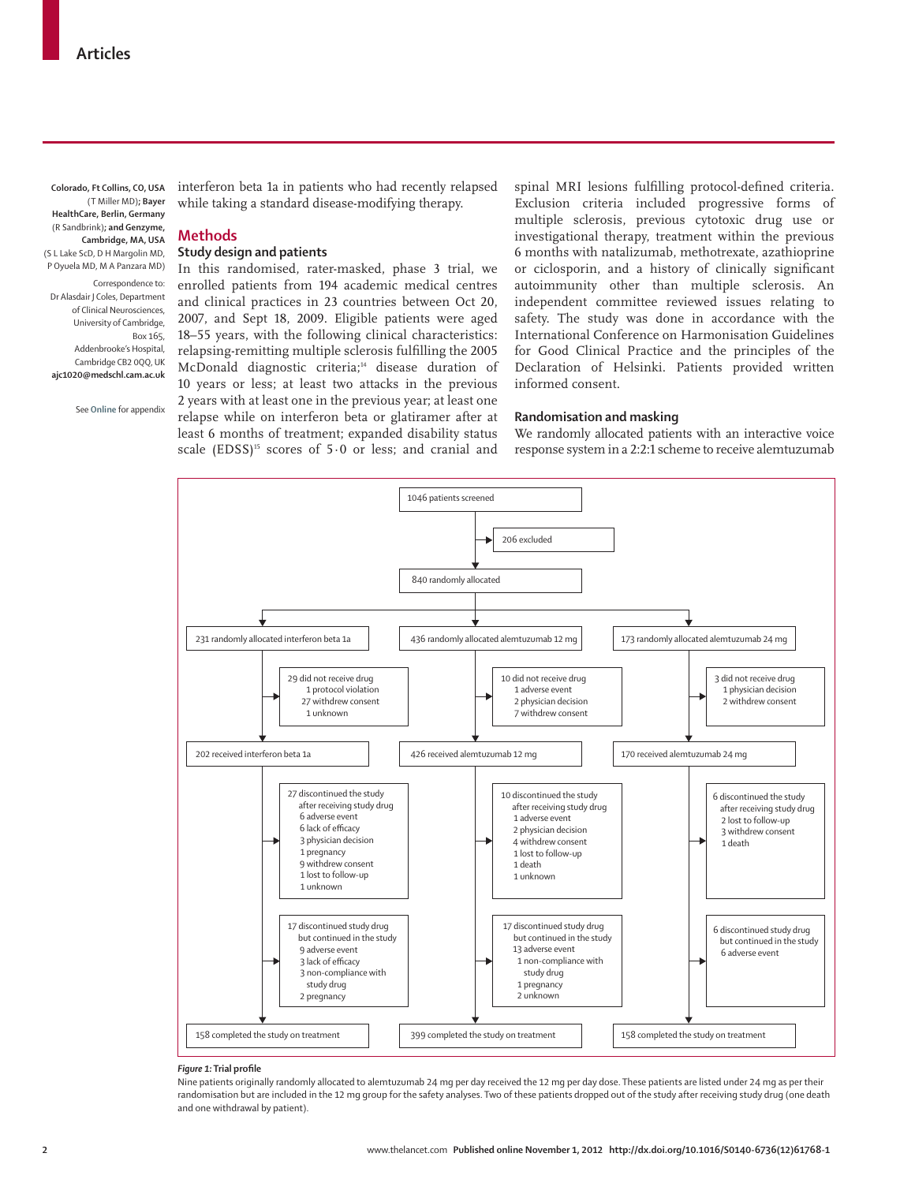Colorado, Ft Collins, CO, USA (T Miller MD); **Bayer HealthCare, Berlin, Germany** (R Sandbrink); **and Genzyme, Cambridge, MA, USA** (S L Lake ScD, D H Margolin MD, P Oyuela MD, M A Panzara MD)

Correspondence to: Dr Alasdair J Coles, Department of Clinical Neurosciences, University of Cambridge, Box 165, Addenbrooke's Hospital, Cambridge CB2 0QQ, UK **ajc1020@medschl.cam.ac.uk**

See **Online** for appendix

interferon beta 1a in patients who had recently relapsed while taking a standard disease-modifying therapy.

## Methods

### Study design and patients

In this randomised, rater-masked, phase 3 trial, we enrolled patients from 194 academic medical centres and clinical practices in 23 countries between Oct 20, 2007, and Sept 18, 2009. Eligible patients were aged 18–55 years, with the following clinical characteristics: relapsing-remitting multiple sclerosis fulfilling the 2005 McDonald diagnostic criteria;[14] disease duration of 10 years or less; at least two attacks in the previous 2 years with at least one in the previous year; at least one relapse while on interferon beta or glatiramer after at least 6 months of treatment; expanded disability status scale (EDSS)[15] scores of 5·0 or less; and cranial and spinal MRI lesions fulfilling protocol-defined criteria. Exclusion criteria included progressive forms of multiple sclerosis, previous cytotoxic drug use or investigational therapy, treatment within the previous 6 months with natalizumab, methotrexate, azathioprine or ciclosporin, and a history of clinically significant autoimmunity other than multiple sclerosis. An independent committee reviewed issues relating to safety. The study was done in accordance with the International Conference on Harmonisation Guidelines for Good Clinical Practice and the principles of the Declaration of Helsinki. Patients provided written informed consent.

### Randomisation and masking

We randomly allocated patients with an interactive voice response system in a 2:2:1 scheme to receive alemtuzumab

1046 patients screened
→ 206 excluded

840 randomly allocated

| Interferon beta 1a | Alemtuzumab 12 mg | Alemtuzumab 24 mg |
|---|---|---|
| 231 randomly allocated interferon beta 1a | 436 randomly allocated alemtuzumab 12 mg | 173 randomly allocated alemtuzumab 24 mg |
| 29 did not receive drug: 1 protocol violation; 27 withdrew consent; 1 unknown | 10 did not receive drug: 1 adverse event; 2 physician decision; 7 withdrew consent | 3 did not receive drug: 1 physician decision; 2 withdrew consent |
| 202 received interferon beta 1a | 426 received alemtuzumab 12 mg | 170 received alemtuzumab 24 mg |
| 27 discontinued the study after receiving study drug: 6 adverse event; 6 lack of efficacy; 3 physician decision; 1 pregnancy; 9 withdrew consent; 1 lost to follow-up; 1 unknown | 10 discontinued the study after receiving study drug: 1 adverse event; 2 physician decision; 4 withdrew consent; 1 lost to follow-up; 1 death; 1 unknown | 6 discontinued the study after receiving study drug: 2 lost to follow-up; 3 withdrew consent; 1 death |
| 17 discontinued study drug but continued in the study: 9 adverse event; 3 lack of efficacy; 3 non-compliance with study drug; 2 pregnancy | 17 discontinued study drug but continued in the study: 13 adverse event; 1 non-compliance with study drug; 1 pregnancy; 2 unknown | 6 discontinued study drug but continued in the study: 6 adverse event |
| 158 completed the study on treatment | 399 completed the study on treatment | 158 completed the study on treatment |

*Figure 1:* **Trial profile**

Nine patients originally randomly allocated to alemtuzumab 24 mg per day received the 12 mg per day dose. These patients are listed under 24 mg as per their randomisation but are included in the 12 mg group for the safety analyses. Two of these patients dropped out of the study after receiving study drug (one death and one withdrawal by patient).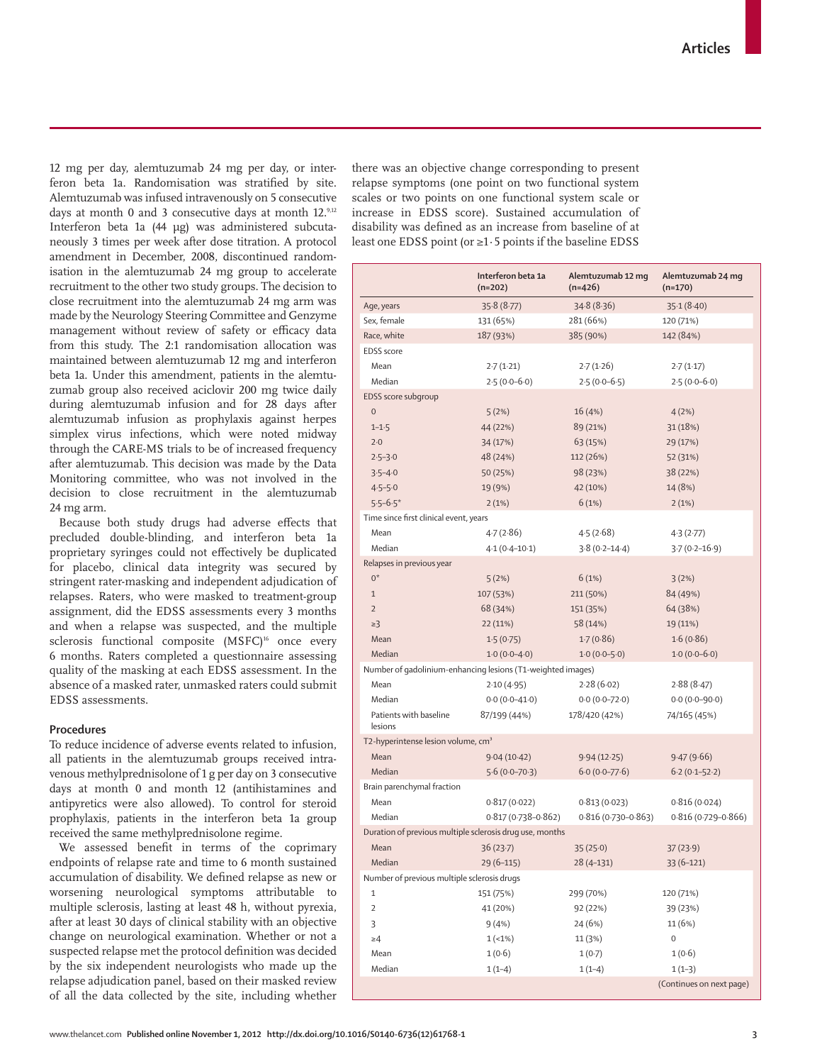12 mg per day, alemtuzumab 24 mg per day, or interferon beta 1a. Randomisation was stratified by site. Alemtuzumab was infused intravenously on 5 consecutive days at month 0 and 3 consecutive days at month 12.[9,12] Interferon beta 1a (44 μg) was administered subcutaneously 3 times per week after dose titration. A protocol amendment in December, 2008, discontinued randomisation in the alemtuzumab 24 mg group to accelerate recruitment to the other two study groups. The decision to close recruitment into the alemtuzumab 24 mg arm was made by the Neurology Steering Committee and Genzyme management without review of safety or efficacy data from this study. The 2:1 randomisation allocation was maintained between alemtuzumab 12 mg and interferon beta 1a. Under this amendment, patients in the alemtuzumab group also received aciclovir 200 mg twice daily during alemtuzumab infusion and for 28 days after alemtuzumab infusion as prophylaxis against herpes simplex virus infections, which were noted midway through the CARE-MS trials to be of increased frequency after alemtuzumab. This decision was made by the Data Monitoring committee, who was not involved in the decision to close recruitment in the alemtuzumab 24 mg arm.

Because both study drugs had adverse effects that precluded double-blinding, and interferon beta 1a proprietary syringes could not effectively be duplicated for placebo, clinical data integrity was secured by stringent rater-masking and independent adjudication of relapses. Raters, who were masked to treatment-group assignment, did the EDSS assessments every 3 months and when a relapse was suspected, and the multiple sclerosis functional composite (MSFC)[16] once every 6 months. Raters completed a questionnaire assessing quality of the masking at each EDSS assessment. In the absence of a masked rater, unmasked raters could submit EDSS assessments.

## Procedures

To reduce incidence of adverse events related to infusion, all patients in the alemtuzumab groups received intravenous methylprednisolone of 1 g per day on 3 consecutive days at month 0 and month 12 (antihistamines and antipyretics were also allowed). To control for steroid prophylaxis, patients in the interferon beta 1a group received the same methylprednisolone regime.

We assessed benefit in terms of the coprimary endpoints of relapse rate and time to 6 month sustained accumulation of disability. We defined relapse as new or worsening neurological symptoms attributable to multiple sclerosis, lasting at least 48 h, without pyrexia, after at least 30 days of clinical stability with an objective change on neurological examination. Whether or not a suspected relapse met the protocol definition was decided by the six independent neurologists who made up the relapse adjudication panel, based on their masked review of all the data collected by the site, including whether there was an objective change corresponding to present relapse symptoms (one point on two functional system scales or two points on one functional system scale or increase in EDSS score). Sustained accumulation of disability was defined as an increase from baseline of at least one EDSS point (or ≥1·5 points if the baseline EDSS

| | Interferon beta 1a (n=202) | Alemtuzumab 12 mg (n=426) | Alemtuzumab 24 mg (n=170) |
|---|---|---|---|
| Age, years | 35·8 (8·77) | 34·8 (8·36) | 35·1 (8·40) |
| Sex, female | 131 (65%) | 281 (66%) | 120 (71%) |
| Race, white | 187 (93%) | 385 (90%) | 142 (84%) |
| EDSS score | | | |
| Mean | 2·7 (1·21) | 2·7 (1·26) | 2·7 (1·17) |
| Median | 2·5 (0·0–6·0) | 2·5 (0·0–6·5) | 2·5 (0·0–6·0) |
| EDSS score subgroup | | | |
| 0 | 5 (2%) | 16 (4%) | 4 (2%) |
| 1–1·5 | 44 (22%) | 89 (21%) | 31 (18%) |
| 2·0 | 34 (17%) | 63 (15%) | 29 (17%) |
| 2·5–3·0 | 48 (24%) | 112 (26%) | 52 (31%) |
| 3·5–4·0 | 50 (25%) | 98 (23%) | 38 (22%) |
| 4·5–5·0 | 19 (9%) | 42 (10%) | 14 (8%) |
| 5·5–6·5* | 2 (1%) | 6 (1%) | 2 (1%) |
| Time since first clinical event, years | | | |
| Mean | 4·7 (2·86) | 4·5 (2·68) | 4·3 (2·77) |
| Median | 4·1 (0·4–10·1) | 3·8 (0·2–14·4) | 3·7 (0·2–16·9) |
| Relapses in previous year | | | |
| 0* | 5 (2%) | 6 (1%) | 3 (2%) |
| 1 | 107 (53%) | 211 (50%) | 84 (49%) |
| 2 | 68 (34%) | 151 (35%) | 64 (38%) |
| ≥3 | 22 (11%) | 58 (14%) | 19 (11%) |
| Mean | 1·5 (0·75) | 1·7 (0·86) | 1·6 (0·86) |
| Median | 1·0 (0·0–4·0) | 1·0 (0·0–5·0) | 1·0 (0·0–6·0) |
| Number of gadolinium-enhancing lesions (T1-weighted images) | | | |
| Mean | 2·10 (4·95) | 2·28 (6·02) | 2·88 (8·47) |
| Median | 0·0 (0·0–41·0) | 0·0 (0·0–72·0) | 0·0 (0·0–90·0) |
| Patients with baseline lesions | 87/199 (44%) | 178/420 (42%) | 74/165 (45%) |
| T2-hyperintense lesion volume, cm³ | | | |
| Mean | 9·04 (10·42) | 9·94 (12·25) | 9·47 (9·66) |
| Median | 5·6 (0·0–70·3) | 6·0 (0·0–77·6) | 6·2 (0·1–52·2) |
| Brain parenchymal fraction | | | |
| Mean | 0·817 (0·022) | 0·813 (0·023) | 0·816 (0·024) |
| Median | 0·817 (0·738–0·862) | 0·816 (0·730–0·863) | 0·816 (0·729–0·866) |
| Duration of previous multiple sclerosis drug use, months | | | |
| Mean | 36 (23·7) | 35 (25·0) | 37 (23·9) |
| Median | 29 (6–115) | 28 (4–131) | 33 (6–121) |
| Number of previous multiple sclerosis drugs | | | |
| 1 | 151 (75%) | 299 (70%) | 120 (71%) |
| 2 | 41 (20%) | 92 (22%) | 39 (23%) |
| 3 | 9 (4%) | 24 (6%) | 11 (6%) |
| ≥4 | 1 (<1%) | 11 (3%) | 0 |
| Mean | 1 (0·6) | 1 (0·7) | 1 (0·6) |
| Median | 1 (1–4) | 1 (1–4) | 1 (1–3) |

(Continues on next page)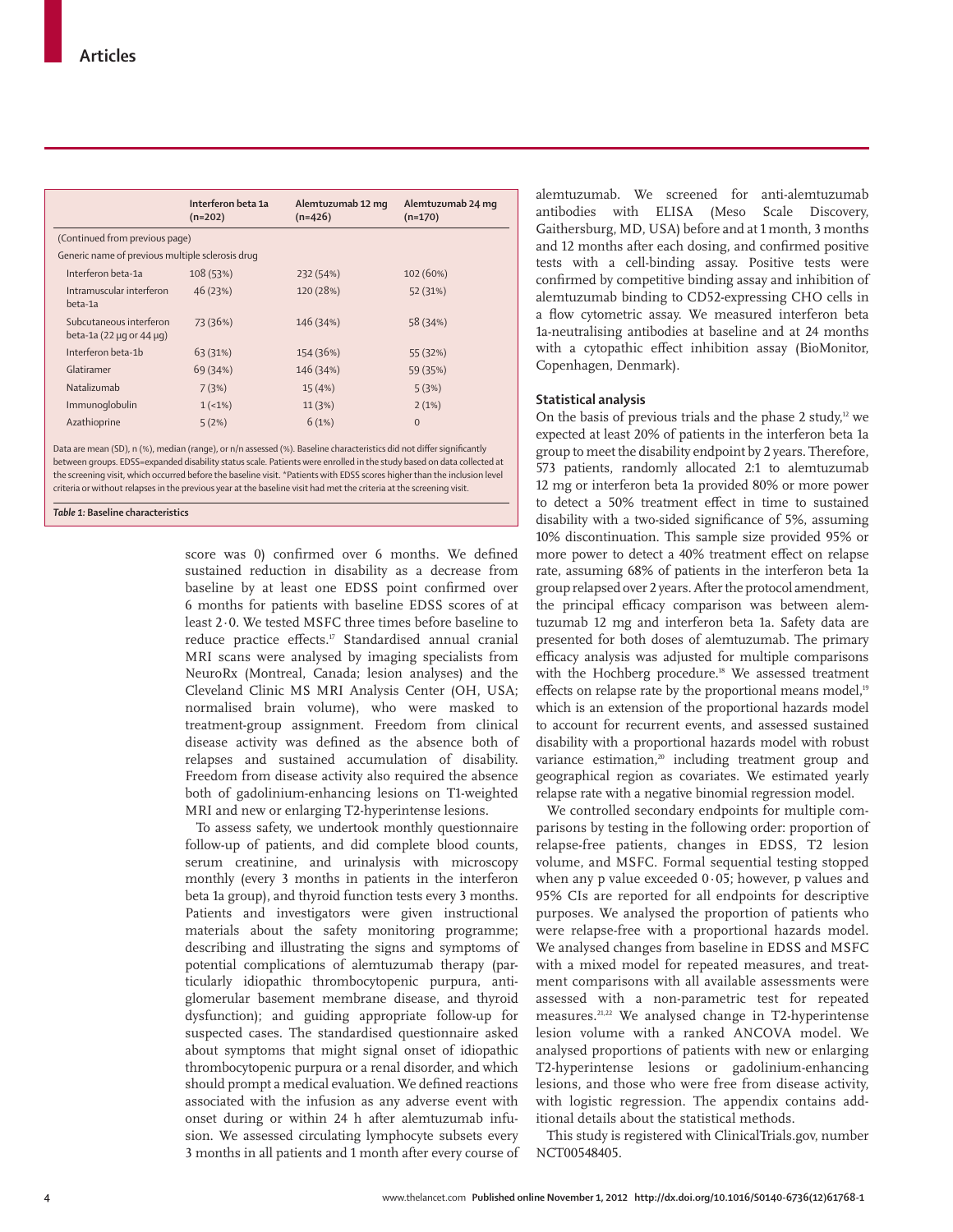| | Interferon beta 1a (n=202) | Alemtuzumab 12 mg (n=426) | Alemtuzumab 24 mg (n=170) |
|---|---|---|---|
| (Continued from previous page) | | | |
| Generic name of previous multiple sclerosis drug | | | |
| Interferon beta-1a | 108 (53%) | 232 (54%) | 102 (60%) |
| Intramuscular interferon beta-1a | 46 (23%) | 120 (28%) | 52 (31%) |
| Subcutaneous interferon beta-1a (22 µg or 44 µg) | 73 (36%) | 146 (34%) | 58 (34%) |
| Interferon beta-1b | 63 (31%) | 154 (36%) | 55 (32%) |
| Glatiramer | 69 (34%) | 146 (34%) | 59 (35%) |
| Natalizumab | 7 (3%) | 15 (4%) | 5 (3%) |
| Immunoglobulin | 1 (<1%) | 11 (3%) | 2 (1%) |
| Azathioprine | 5 (2%) | 6 (1%) | 0 |

Data are mean (SD), n (%), median (range), or n/n assessed (%). Baseline characteristics did not differ significantly between groups. EDSS=expanded disability status scale. Patients were enrolled in the study based on data collected at the screening visit, which occurred before the baseline visit. *Patients with EDSS scores higher than the inclusion level criteria or without relapses in the previous year at the baseline visit had met the criteria at the screening visit.

*Table 1:* **Baseline characteristics**

score was 0) confirmed over 6 months. We defined sustained reduction in disability as a decrease from baseline by at least one EDSS point confirmed over 6 months for patients with baseline EDSS scores of at least 2·0. We tested MSFC three times before baseline to reduce practice effects.[17] Standardised annual cranial MRI scans were analysed by imaging specialists from NeuroRx (Montreal, Canada; lesion analyses) and the Cleveland Clinic MS MRI Analysis Center (OH, USA; normalised brain volume), who were masked to treatment-group assignment. Freedom from clinical disease activity was defined as the absence both of relapses and sustained accumulation of disability. Freedom from disease activity also required the absence both of gadolinium-enhancing lesions on T1-weighted MRI and new or enlarging T2-hyperintense lesions.

To assess safety, we undertook monthly questionnaire follow-up of patients, and did complete blood counts, serum creatinine, and urinalysis with microscopy monthly (every 3 months in patients in the interferon beta 1a group), and thyroid function tests every 3 months. Patients and investigators were given instructional materials about the safety monitoring programme; describing and illustrating the signs and symptoms of potential complications of alemtuzumab therapy (particularly idiopathic thrombocytopenic purpura, anti-glomerular basement membrane disease, and thyroid dysfunction); and guiding appropriate follow-up for suspected cases. The standardised questionnaire asked about symptoms that might signal onset of idiopathic thrombocytopenic purpura or a renal disorder, and which should prompt a medical evaluation. We defined reactions associated with the infusion as any adverse event with onset during or within 24 h after alemtuzumab infusion. We assessed circulating lymphocyte subsets every 3 months in all patients and 1 month after every course of alemtuzumab. We screened for anti-alemtuzumab antibodies with ELISA (Meso Scale Discovery, Gaithersburg, MD, USA) before and at 1 month, 3 months and 12 months after each dosing, and confirmed positive tests with a cell-binding assay. Positive tests were confirmed by competitive binding assay and inhibition of alemtuzumab binding to CD52-expressing CHO cells in a flow cytometric assay. We measured interferon beta 1a-neutralising antibodies at baseline and at 24 months with a cytopathic effect inhibition assay (BioMonitor, Copenhagen, Denmark).

### Statistical analysis

On the basis of previous trials and the phase 2 study,[12] we expected at least 20% of patients in the interferon beta 1a group to meet the disability endpoint by 2 years. Therefore, 573 patients, randomly allocated 2:1 to alemtuzumab 12 mg or interferon beta 1a provided 80% or more power to detect a 50% treatment effect in time to sustained disability with a two-sided significance of 5%, assuming 10% discontinuation. This sample size provided 95% or more power to detect a 40% treatment effect on relapse rate, assuming 68% of patients in the interferon beta 1a group relapsed over 2 years. After the protocol amendment, the principal efficacy comparison was between alemtuzumab 12 mg and interferon beta 1a. Safety data are presented for both doses of alemtuzumab. The primary efficacy analysis was adjusted for multiple comparisons with the Hochberg procedure.[18] We assessed treatment effects on relapse rate by the proportional means model,[19] which is an extension of the proportional hazards model to account for recurrent events, and assessed sustained disability with a proportional hazards model with robust variance estimation,[20] including treatment group and geographical region as covariates. We estimated yearly relapse rate with a negative binomial regression model.

We controlled secondary endpoints for multiple comparisons by testing in the following order: proportion of relapse-free patients, changes in EDSS, T2 lesion volume, and MSFC. Formal sequential testing stopped when any p value exceeded 0·05; however, p values and 95% CIs are reported for all endpoints for descriptive purposes. We analysed the proportion of patients who were relapse-free with a proportional hazards model. We analysed changes from baseline in EDSS and MSFC with a mixed model for repeated measures, and treatment comparisons with all available assessments were assessed with a non-parametric test for repeated measures.[21,22] We analysed change in T2-hyperintense lesion volume with a ranked ANCOVA model. We analysed proportions of patients with new or enlarging T2-hyperintense lesions or gadolinium-enhancing lesions, and those who were free from disease activity, with logistic regression. The appendix contains additional details about the statistical methods.

This study is registered with ClinicalTrials.gov, number NCT00548405.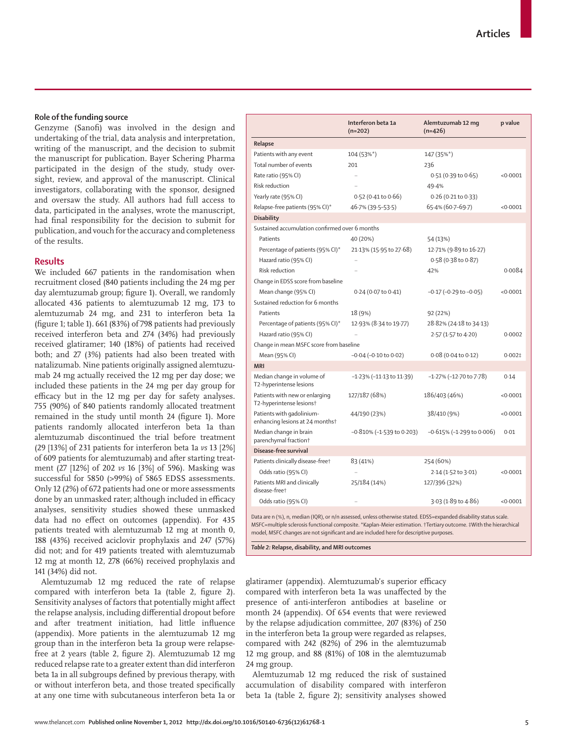## Role of the funding source

Genzyme (Sanofi) was involved in the design and undertaking of the trial, data analysis and interpretation, writing of the manuscript, and the decision to submit the manuscript for publication. Bayer Schering Pharma participated in the design of the study, study oversight, review, and approval of the manuscript. Clinical investigators, collaborating with the sponsor, designed and oversaw the study. All authors had full access to data, participated in the analyses, wrote the manuscript, had final responsibility for the decision to submit for publication, and vouch for the accuracy and completeness of the results.

## Results

We included 667 patients in the randomisation when recruitment closed (840 patients including the 24 mg per day alemtuzumab group; figure 1). Overall, we randomly allocated 436 patients to alemtuzumab 12 mg, 173 to alemtuzumab 24 mg, and 231 to interferon beta 1a (figure 1; table 1). 661 (83%) of 798 patients had previously received interferon beta and 274 (34%) had previously received glatiramer; 140 (18%) of patients had received both; and 27 (3%) patients had also been treated with natalizumab. Nine patients originally assigned alemtuzumab 24 mg actually received the 12 mg per day dose; we included these patients in the 24 mg per day group for efficacy but in the 12 mg per day for safety analyses. 755 (90%) of 840 patients randomly allocated treatment remained in the study until month 24 (figure 1). More patients randomly allocated interferon beta 1a than alemtuzumab discontinued the trial before treatment (29 [13%] of 231 patients for interferon beta 1a *vs* 13 [2%] of 609 patients for alemtuzumab) and after starting treatment (27 [12%] of 202 *vs* 16 [3%] of 596). Masking was successful for 5850 (>99%) of 5865 EDSS assessments. Only 12 (2%) of 672 patients had one or more assessments done by an unmasked rater; although included in efficacy analyses, sensitivity studies showed these unmasked data had no effect on outcomes (appendix). For 435 patients treated with alemtuzumab 12 mg at month 0, 188 (43%) received aciclovir prophylaxis and 247 (57%) did not; and for 419 patients treated with alemtuzumab 12 mg at month 12, 278 (66%) received prophylaxis and 141 (34%) did not.

Alemtuzumab 12 mg reduced the rate of relapse compared with interferon beta 1a (table 2, figure 2). Sensitivity analyses of factors that potentially might affect the relapse analysis, including differential dropout before and after treatment initiation, had little influence (appendix). More patients in the alemtuzumab 12 mg group than in the interferon beta 1a group were relapse-free at 2 years (table 2, figure 2). Alemtuzumab 12 mg reduced relapse rate to a greater extent than did interferon beta 1a in all subgroups defined by previous therapy, with or without interferon beta, and those treated specifically at any one time with subcutaneous interferon beta 1a or glatiramer (appendix). Alemtuzumab's superior efficacy compared with interferon beta 1a was unaffected by the presence of anti-interferon antibodies at baseline or month 24 (appendix). Of 654 events that were reviewed by the relapse adjudication committee, 207 (83%) of 250 in the interferon beta 1a group were regarded as relapses, compared with 242 (82%) of 296 in the alemtuzumab 12 mg group, and 88 (81%) of 108 in the alemtuzumab 24 mg group.

Alemtuzumab 12 mg reduced the risk of sustained accumulation of disability compared with interferon beta 1a (table 2, figure 2); sensitivity analyses showed

| | Interferon beta 1a (n=202) | Alemtuzumab 12 mg (n=426) | p value |
|---|---|---|---|
| **Relapse** | | | |
| Patients with any event | 104 (53%*) | 147 (35%*) | |
| Total number of events | 201 | 236 | |
| Rate ratio (95% CI) | .. | 0·51 (0·39 to 0·65) | <0·0001 |
| Risk reduction | .. | 49·4% | |
| Yearly rate (95% CI) | 0·52 (0·41 to 0·66) | 0·26 (0·21 to 0·33) | |
| Relapse-free patients (95% CI)* | 46·7% (39·5–53·5) | 65·4% (60·7–69·7) | <0·0001 |
| **Disability** | | | |
| Sustained accumulation confirmed over 6 months | | | |
| Patients | 40 (20%) | 54 (13%) | |
| Percentage of patients (95% CI)* | 21·13% (15·95 to 27·68) | 12·71% (9·89 to 16·27) | |
| Hazard ratio (95% CI) | .. | 0·58 (0·38 to 0·87) | |
| Risk reduction | .. | 42% | 0·0084 |
| Change in EDSS score from baseline | | | |
| Mean change (95% CI) | 0·24 (0·07 to 0·41) | −0·17 (−0·29 to −0·05) | <0·0001 |
| Sustained reduction for 6 months | | | |
| Patients | 18 (9%) | 92 (22%) | |
| Percentage of patients (95% CI)* | 12·93% (8·34 to 19·77) | 28·82% (24·18 to 34·13) | |
| Hazard ratio (95% CI) | .. | 2·57 (1·57 to 4·20) | 0·0002 |
| Change in mean MSFC score from baseline | | | |
| Mean (95% CI) | −0·04 (−0·10 to 0·02) | 0·08 (0·04 to 0·12) | 0·002‡ |
| **MRI** | | | |
| Median change in volume of T2-hyperintense lesions | −1·23% (−11·13 to 11·39) | −1·27% (−12·70 to 7·78) | 0·14 |
| Patients with new or enlarging T2-hyperintense lesions† | 127/187 (68%) | 186/403 (46%) | <0·0001 |
| Patients with gadolinium-enhancing lesions at 24 months† | 44/190 (23%) | 38/410 (9%) | <0·0001 |
| Median change in brain parenchymal fraction† | −0·810% (−1·539 to 0·203) | −0·615% (−1·299 to 0·006) | 0·01 |
| **Disease-free survival** | | | |
| Patients clinically disease-free† | 83 (41%) | 254 (60%) | |
| Odds ratio (95% CI) | .. | 2·14 (1·52 to 3·01) | <0·0001 |
| Patients MRI and clinically disease-free† | 25/184 (14%) | 127/396 (32%) | |
| Odds ratio (95% CI) | .. | 3·03 (1·89 to 4·86) | <0·0001 |

Data are n (%), n, median (IQR), or n/n assessed, unless otherwise stated. EDSS=expanded disability status scale. MSFC=multiple sclerosis functional composite. *Kaplan-Meier estimation. †Tertiary outcome. ‡With the hierarchical model, MSFC changes are not significant and are included here for descriptive purposes.

*Table 2:* **Relapse, disability, and MRI outcomes**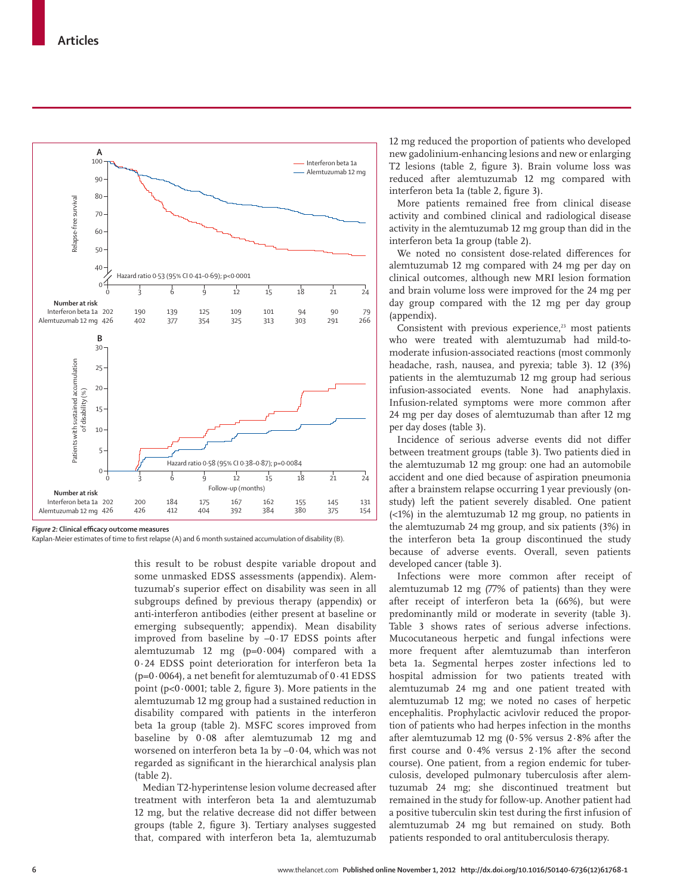*Figure 2:* **Clinical efficacy outcome measures**
Kaplan-Meier estimates of time to first relapse (A) and 6 month sustained accumulation of disability (B).

this result to be robust despite variable dropout and some unmasked EDSS assessments (appendix). Alemtuzumab's superior effect on disability was seen in all subgroups defined by previous therapy (appendix) or anti-interferon antibodies (either present at baseline or emerging subsequently; appendix). Mean disability improved from baseline by –0·17 EDSS points after alemtuzumab 12 mg (p=0·004) compared with a 0·24 EDSS point deterioration for interferon beta 1a (p=0·0064), a net benefit for alemtuzumab of 0·41 EDSS point (p<0·0001; table 2, figure 3). More patients in the alemtuzumab 12 mg group had a sustained reduction in disability compared with patients in the interferon beta 1a group (table 2). MSFC scores improved from baseline by 0·08 after alemtuzumab 12 mg and worsened on interferon beta 1a by –0·04, which was not regarded as significant in the hierarchical analysis plan (table 2).

Median T2-hyperintense lesion volume decreased after treatment with interferon beta 1a and alemtuzumab 12 mg, but the relative decrease did not differ between groups (table 2, figure 3). Tertiary analyses suggested that, compared with interferon beta 1a, alemtuzumab 12 mg reduced the proportion of patients who developed new gadolinium-enhancing lesions and new or enlarging T2 lesions (table 2, figure 3). Brain volume loss was reduced after alemtuzumab 12 mg compared with interferon beta 1a (table 2, figure 3).

More patients remained free from clinical disease activity and combined clinical and radiological disease activity in the alemtuzumab 12 mg group than did in the interferon beta 1a group (table 2).

We noted no consistent dose-related differences for alemtuzumab 12 mg compared with 24 mg per day on clinical outcomes, although new MRI lesion formation and brain volume loss were improved for the 24 mg per day group compared with the 12 mg per day group (appendix).

Consistent with previous experience,[23] most patients who were treated with alemtuzumab had mild-to-moderate infusion-associated reactions (most commonly headache, rash, nausea, and pyrexia; table 3). 12 (3%) patients in the alemtuzumab 12 mg group had serious infusion-associated events. None had anaphylaxis. Infusion-related symptoms were more common after 24 mg per day doses of alemtuzumab than after 12 mg per day doses (table 3).

Incidence of serious adverse events did not differ between treatment groups (table 3). Two patients died in the alemtuzumab 12 mg group: one had an automobile accident and one died because of aspiration pneumonia after a brainstem relapse occurring 1 year previously (on-study) left the patient severely disabled. One patient (<1%) in the alemtuzumab 12 mg group, no patients in the alemtuzumab 24 mg group, and six patients (3%) in the interferon beta 1a group discontinued the study because of adverse events. Overall, seven patients developed cancer (table 3).

Infections were more common after receipt of alemtuzumab 12 mg (77% of patients) than they were after receipt of interferon beta 1a (66%), but were predominantly mild or moderate in severity (table 3). Table 3 shows rates of serious adverse infections. Mucocutaneous herpetic and fungal infections were more frequent after alemtuzumab than interferon beta 1a. Segmental herpes zoster infections led to hospital admission for two patients treated with alemtuzumab 24 mg and one patient treated with alemtuzumab 12 mg; we noted no cases of herpetic encephalitis. Prophylactic acivlovir reduced the proportion of patients who had herpes infection in the months after alemtuzumab 12 mg (0·5% versus 2·8% after the first course and 0·4% versus 2·1% after the second course). One patient, from a region endemic for tuberculosis, developed pulmonary tuberculosis after alemtuzumab 24 mg; she discontinued treatment but remained in the study for follow-up. Another patient had a positive tuberculin skin test during the first infusion of alemtuzumab 24 mg but remained on study. Both patients responded to oral antituberculosis therapy.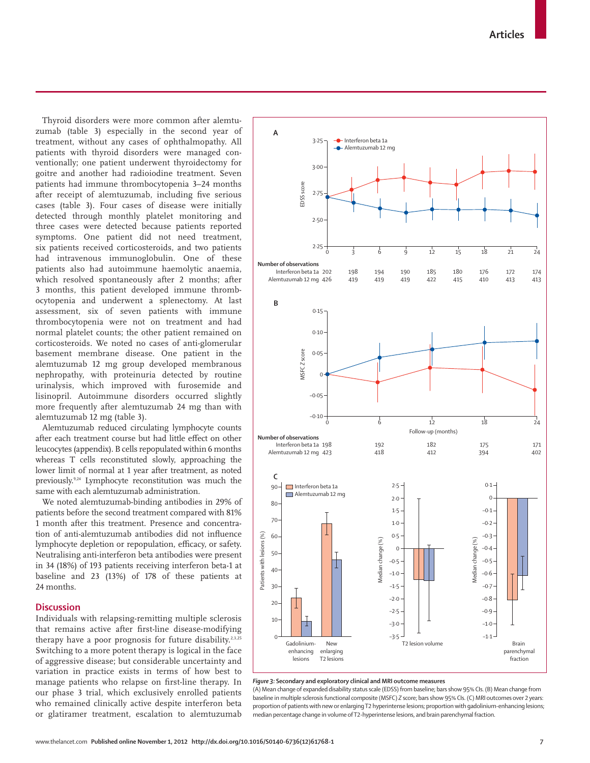Thyroid disorders were more common after alemtuzumab (table 3) especially in the second year of treatment, without any cases of ophthalmopathy. All patients with thyroid disorders were managed conventionally; one patient underwent thyroidectomy for goitre and another had radioiodine treatment. Seven patients had immune thrombocytopenia 3–24 months after receipt of alemtuzumab, including five serious cases (table 3). Four cases of disease were initially detected through monthly platelet monitoring and three cases were detected because patients reported symptoms. One patient did not need treatment, six patients received corticosteroids, and two patients had intravenous immunoglobulin. One of these patients also had autoimmune haemolytic anaemia, which resolved spontaneously after 2 months; after 3 months, this patient developed immune thrombocytopenia and underwent a splenectomy. At last assessment, six of seven patients with immune thrombocytopenia were not on treatment and had normal platelet counts; the other patient remained on corticosteroids. We noted no cases of anti-glomerular basement membrane disease. One patient in the alemtuzumab 12 mg group developed membranous nephropathy, with proteinuria detected by routine urinalysis, which improved with furosemide and lisinopril. Autoimmune disorders occurred slightly more frequently after alemtuzumab 24 mg than with alemtuzumab 12 mg (table 3).

Alemtuzumab reduced circulating lymphocyte counts after each treatment course but had little effect on other leucocytes (appendix). B cells repopulated within 6 months whereas T cells reconstituted slowly, approaching the lower limit of normal at 1 year after treatment, as noted previously.[9,24] Lymphocyte reconstitution was much the same with each alemtuzumab administration.

We noted alemtuzumab-binding antibodies in 29% of patients before the second treatment compared with 81% 1 month after this treatment. Presence and concentration of anti-alemtuzumab antibodies did not influence lymphocyte depletion or repopulation, efficacy, or safety. Neutralising anti-interferon beta antibodies were present in 34 (18%) of 193 patients receiving interferon beta-1 at baseline and 23 (13%) of 178 of these patients at 24 months.

## Discussion

Individuals with relapsing-remitting multiple sclerosis that remains active after first-line disease-modifying therapy have a poor prognosis for future disability.[2,3,25] Switching to a more potent therapy is logical in the face of aggressive disease; but considerable uncertainty and variation in practice exists in terms of how best to manage patients who relapse on first-line therapy. In our phase 3 trial, which exclusively enrolled patients who remained clinically active despite interferon beta or glatiramer treatment, escalation to alemtuzumab

**Figure 3: Secondary and exploratory clinical and MRI outcome measures**
(A) Mean change of expanded disability status scale (EDSS) from baseline; bars show 95% CIs. (B) Mean change from baseline in multiple sclerosis functional composite (MSFC) Z score; bars show 95% CIs. (C) MRI outcomes over 2 years: proportion of patients with new or enlarging T2 hyperintense lesions; proportion with gadolinium-enhancing lesions; median percentage change in volume of T2-hyperintense lesions, and brain parenchymal fraction.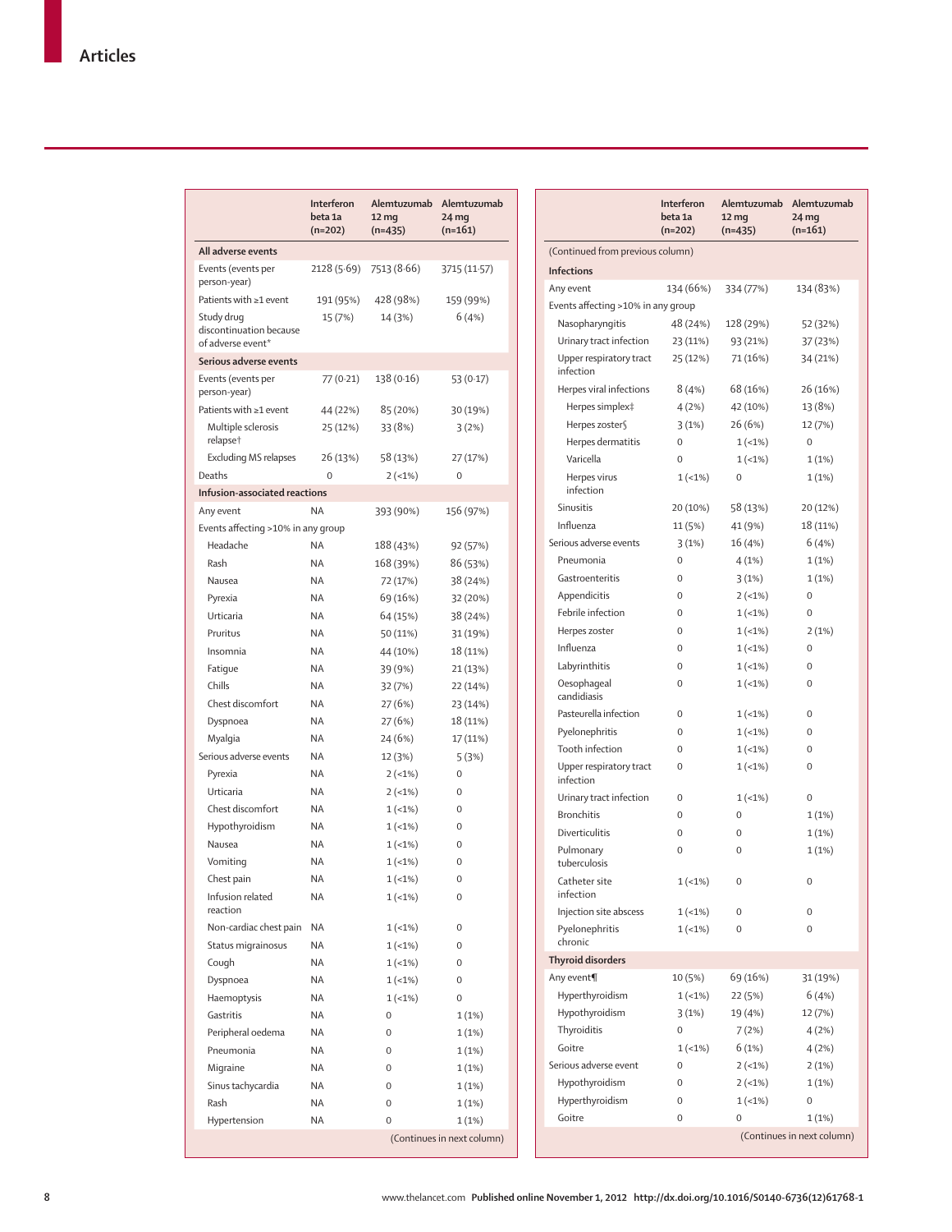| | Interferon beta 1a (n=202) | Alemtuzumab 12 mg (n=435) | Alemtuzumab 24 mg (n=161) |
|---|---|---|---|
| **All adverse events** | | | |
| Events (events per person-year) | 2128 (5·69) | 7513 (8·66) | 3715 (11·57) |
| Patients with ≥1 event | 191 (95%) | 428 (98%) | 159 (99%) |
| Study drug discontinuation because of adverse event* | 15 (7%) | 14 (3%) | 6 (4%) |
| **Serious adverse events** | | | |
| Events (events per person-year) | 77 (0·21) | 138 (0·16) | 53 (0·17) |
| Patients with ≥1 event | 44 (22%) | 85 (20%) | 30 (19%) |
| Multiple sclerosis relapse† | 25 (12%) | 33 (8%) | 3 (2%) |
| Excluding MS relapses | 26 (13%) | 58 (13%) | 27 (17%) |
| Deaths | 0 | 2 (<1%) | 0 |
| **Infusion-associated reactions** | | | |
| Any event | NA | 393 (90%) | 156 (97%) |
| Events affecting >10% in any group | | | |
| Headache | NA | 188 (43%) | 92 (57%) |
| Rash | NA | 168 (39%) | 86 (53%) |
| Nausea | NA | 72 (17%) | 38 (24%) |
| Pyrexia | NA | 69 (16%) | 32 (20%) |
| Urticaria | NA | 64 (15%) | 38 (24%) |
| Pruritus | NA | 50 (11%) | 31 (19%) |
| Insomnia | NA | 44 (10%) | 18 (11%) |
| Fatigue | NA | 39 (9%) | 21 (13%) |
| Chills | NA | 32 (7%) | 22 (14%) |
| Chest discomfort | NA | 27 (6%) | 23 (14%) |
| Dyspnoea | NA | 27 (6%) | 18 (11%) |
| Myalgia | NA | 24 (6%) | 17 (11%) |
| Serious adverse events | NA | 12 (3%) | 5 (3%) |
| Pyrexia | NA | 2 (<1%) | 0 |
| Urticaria | NA | 2 (<1%) | 0 |
| Chest discomfort | NA | 1 (<1%) | 0 |
| Hypothyroidism | NA | 1 (<1%) | 0 |
| Nausea | NA | 1 (<1%) | 0 |
| Vomiting | NA | 1 (<1%) | 0 |
| Chest pain | NA | 1 (<1%) | 0 |
| Infusion related reaction | NA | 1 (<1%) | 0 |
| Non-cardiac chest pain | NA | 1 (<1%) | 0 |
| Status migrainosus | NA | 1 (<1%) | 0 |
| Cough | NA | 1 (<1%) | 0 |
| Dyspnoea | NA | 1 (<1%) | 0 |
| Haemoptysis | NA | 1 (<1%) | 0 |
| Gastritis | NA | 0 | 1 (1%) |
| Peripheral oedema | NA | 0 | 1 (1%) |
| Pneumonia | NA | 0 | 1 (1%) |
| Migraine | NA | 0 | 1 (1%) |
| Sinus tachycardia | NA | 0 | 1 (1%) |
| Rash | NA | 0 | 1 (1%) |
| Hypertension | NA | 0 | 1 (1%) |
| **Infections** | | | |
| Any event | 134 (66%) | 334 (77%) | 134 (83%) |
| Events affecting >10% in any group | | | |
| Nasopharyngitis | 48 (24%) | 128 (29%) | 52 (32%) |
| Urinary tract infection | 23 (11%) | 93 (21%) | 37 (23%) |
| Upper respiratory tract infection | 25 (12%) | 71 (16%) | 34 (21%) |
| Herpes viral infections | 8 (4%) | 68 (16%) | 26 (16%) |
| Herpes simplex‡ | 4 (2%) | 42 (10%) | 13 (8%) |
| Herpes zoster§ | 3 (1%) | 26 (6%) | 12 (7%) |
| Herpes dermatitis | 0 | 1 (<1%) | 0 |
| Varicella | 0 | 1 (<1%) | 1 (1%) |
| Herpes virus infection | 1 (<1%) | 0 | 1 (1%) |
| Sinusitis | 20 (10%) | 58 (13%) | 20 (12%) |
| Influenza | 11 (5%) | 41 (9%) | 18 (11%) |
| Serious adverse events | 3 (1%) | 16 (4%) | 6 (4%) |
| Pneumonia | 0 | 4 (1%) | 1 (1%) |
| Gastroenteritis | 0 | 3 (1%) | 1 (1%) |
| Appendicitis | 0 | 2 (<1%) | 0 |
| Febrile infection | 0 | 1 (<1%) | 0 |
| Herpes zoster | 0 | 1 (<1%) | 2 (1%) |
| Influenza | 0 | 1 (<1%) | 0 |
| Labyrinthitis | 0 | 1 (<1%) | 0 |
| Oesophageal candidiasis | 0 | 1 (<1%) | 0 |
| Pasteurella infection | 0 | 1 (<1%) | 0 |
| Pyelonephritis | 0 | 1 (<1%) | 0 |
| Tooth infection | 0 | 1 (<1%) | 0 |
| Upper respiratory tract infection | 0 | 1 (<1%) | 0 |
| Urinary tract infection | 0 | 1 (<1%) | 0 |
| Bronchitis | 0 | 0 | 1 (1%) |
| Diverticulitis | 0 | 0 | 1 (1%) |
| Pulmonary tuberculosis | 0 | 0 | 1 (1%) |
| Catheter site infection | 1 (<1%) | 0 | 0 |
| Injection site abscess | 1 (<1%) | 0 | 0 |
| Pyelonephritis chronic | 1 (<1%) | 0 | 0 |
| **Thyroid disorders** | | | |
| Any event¶ | 10 (5%) | 69 (16%) | 31 (19%) |
| Hyperthyroidism | 1 (<1%) | 22 (5%) | 6 (4%) |
| Hypothyroidism | 3 (1%) | 19 (4%) | 12 (7%) |
| Thyroiditis | 0 | 7 (2%) | 4 (2%) |
| Goitre | 1 (<1%) | 6 (1%) | 4 (2%) |
| Serious adverse event | 0 | 2 (<1%) | 2 (1%) |
| Hypothyroidism | 0 | 2 (<1%) | 1 (1%) |
| Hyperthyroidism | 0 | 1 (<1%) | 0 |
| Goitre | 0 | 0 | 1 (1%) |

(Continues in next column)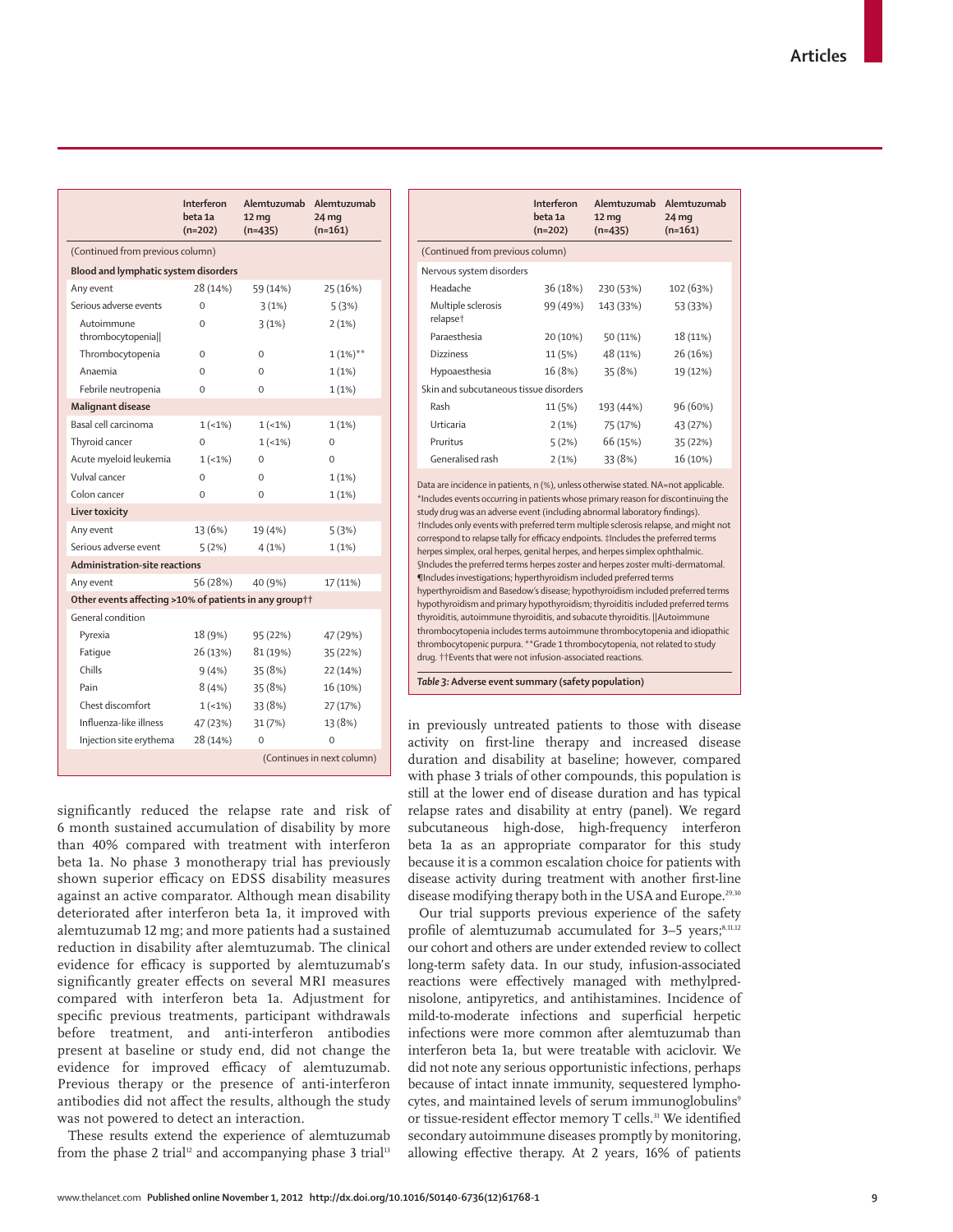| | Interferon beta 1a (n=202) | Alemtuzumab 12 mg (n=435) | Alemtuzumab 24 mg (n=161) |
|---|---|---|---|
| (Continued from previous column) | | | |
| **Blood and lymphatic system disorders** | | | |
| Any event | 28 (14%) | 59 (14%) | 25 (16%) |
| Serious adverse events | 0 | 3 (1%) | 5 (3%) |
| Autoimmune thrombocytopenia‖ | 0 | 3 (1%) | 2 (1%) |
| Thrombocytopenia | 0 | 0 | 1 (1%)** |
| Anaemia | 0 | 0 | 1 (1%) |
| Febrile neutropenia | 0 | 0 | 1 (1%) |
| **Malignant disease** | | | |
| Basal cell carcinoma | 1 (<1%) | 1 (<1%) | 1 (1%) |
| Thyroid cancer | 0 | 1 (<1%) | 0 |
| Acute myeloid leukemia | 1 (<1%) | 0 | 0 |
| Vulval cancer | 0 | 0 | 1 (1%) |
| Colon cancer | 0 | 0 | 1 (1%) |
| **Liver toxicity** | | | |
| Any event | 13 (6%) | 19 (4%) | 5 (3%) |
| Serious adverse event | 5 (2%) | 4 (1%) | 1 (1%) |
| **Administration-site reactions** | | | |
| Any event | 56 (28%) | 40 (9%) | 17 (11%) |
| **Other events affecting >10% of patients in any group††** | | | |
| General condition | | | |
| Pyrexia | 18 (9%) | 95 (22%) | 47 (29%) |
| Fatigue | 26 (13%) | 81 (19%) | 35 (22%) |
| Chills | 9 (4%) | 35 (8%) | 22 (14%) |
| Pain | 8 (4%) | 35 (8%) | 16 (10%) |
| Chest discomfort | 1 (<1%) | 33 (8%) | 27 (17%) |
| Influenza-like illness | 47 (23%) | 31 (7%) | 13 (8%) |
| Injection site erythema | 28 (14%) | 0 | 0 |
| Nervous system disorders | | | |
| Headache | 36 (18%) | 230 (53%) | 102 (63%) |
| Multiple sclerosis relapse† | 99 (49%) | 143 (33%) | 53 (33%) |
| Paraesthesia | 20 (10%) | 50 (11%) | 18 (11%) |
| Dizziness | 11 (5%) | 48 (11%) | 26 (16%) |
| Hypoaesthesia | 16 (8%) | 35 (8%) | 19 (12%) |
| Skin and subcutaneous tissue disorders | | | |
| Rash | 11 (5%) | 193 (44%) | 96 (60%) |
| Urticaria | 2 (1%) | 75 (17%) | 43 (27%) |
| Pruritus | 5 (2%) | 66 (15%) | 35 (22%) |
| Generalised rash | 2 (1%) | 33 (8%) | 16 (10%) |

Data are incidence in patients, n (%), unless otherwise stated. NA=not applicable. *Includes events occurring in patients whose primary reason for discontinuing the study drug was an adverse event (including abnormal laboratory findings). †Includes only events with preferred term multiple sclerosis relapse, and might not correspond to relapse tally for efficacy endpoints. ‡Includes the preferred terms herpes simplex, oral herpes, genital herpes, and herpes simplex ophthalmic. §Includes the preferred terms herpes zoster and herpes zoster multi-dermatomal. ¶Includes investigations; hyperthyroidism included preferred terms hyperthyroidism and Basedow's disease; hypothyroidism included preferred terms hypothyroidism and primary hypothyroidism; thyroiditis included preferred terms thyroiditis, autoimmune thyroiditis, and subacute thyroiditis. ‖Autoimmune thrombocytopenia includes terms autoimmune thrombocytopenia and idiopathic thrombocytopenic purpura. **Grade 1 thrombocytopenia, not related to study drug. ††Events that were not infusion-associated reactions.

*Table 3:* **Adverse event summary (safety population)**

significantly reduced the relapse rate and risk of 6 month sustained accumulation of disability by more than 40% compared with treatment with interferon beta 1a. No phase 3 monotherapy trial has previously shown superior efficacy on EDSS disability measures against an active comparator. Although mean disability deteriorated after interferon beta 1a, it improved with alemtuzumab 12 mg; and more patients had a sustained reduction in disability after alemtuzumab. The clinical evidence for efficacy is supported by alemtuzumab's significantly greater effects on several MRI measures compared with interferon beta 1a. Adjustment for specific previous treatments, participant withdrawals before treatment, and anti-interferon antibodies present at baseline or study end, did not change the evidence for improved efficacy of alemtuzumab. Previous therapy or the presence of anti-interferon antibodies did not affect the results, although the study was not powered to detect an interaction.

These results extend the experience of alemtuzumab from the phase 2 trial[12] and accompanying phase 3 trial[13] in previously untreated patients to those with disease activity on first-line therapy and increased disease duration and disability at baseline; however, compared with phase 3 trials of other compounds, this population is still at the lower end of disease duration and has typical relapse rates and disability at entry (panel). We regard subcutaneous high-dose, high-frequency interferon beta 1a as an appropriate comparator for this study because it is a common escalation choice for patients with disease activity during treatment with another first-line disease modifying therapy both in the USA and Europe.[29,30]

Our trial supports previous experience of the safety profile of alemtuzumab accumulated for 3–5 years;[8,11,12] our cohort and others are under extended review to collect long-term safety data. In our study, infusion-associated reactions were effectively managed with methylprednisolone, antipyretics, and antihistamines. Incidence of mild-to-moderate infections and superficial herpetic infections were more common after alemtuzumab than interferon beta 1a, but were treatable with aciclovir. We did not note any serious opportunistic infections, perhaps because of intact innate immunity, sequestered lymphocytes, and maintained levels of serum immunoglobulins[9] or tissue-resident effector memory T cells.[31] We identified secondary autoimmune diseases promptly by monitoring, allowing effective therapy. At 2 years, 16% of patients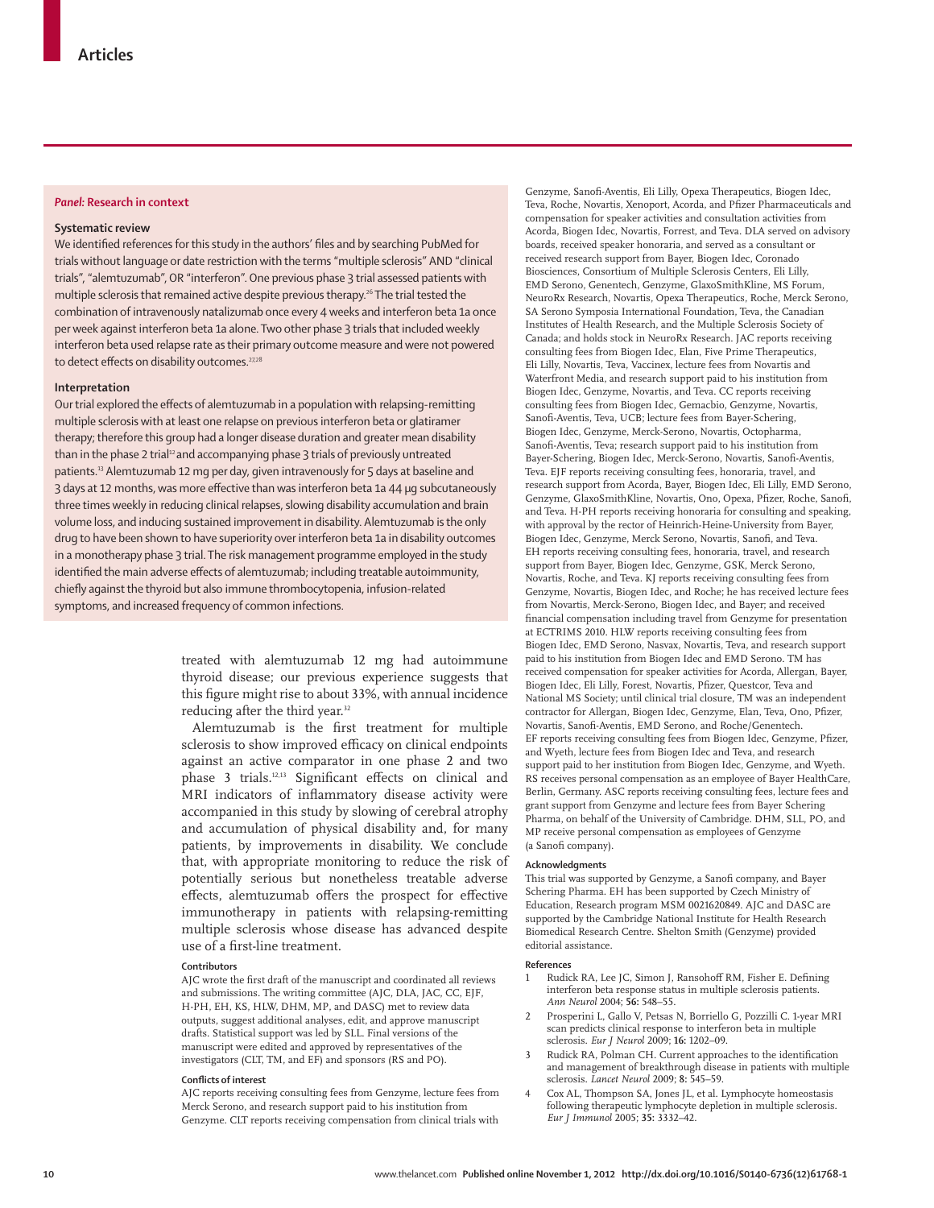## Panel: Research in context

### Systematic review

We identified references for this study in the authors' files and by searching PubMed for trials without language or date restriction with the terms "multiple sclerosis" AND "clinical trials", "alemtuzumab", OR "interferon". One previous phase 3 trial assessed patients with multiple sclerosis that remained active despite previous therapy.[26] The trial tested the combination of intravenously natalizumab once every 4 weeks and interferon beta 1a once per week against interferon beta 1a alone. Two other phase 3 trials that included weekly interferon beta used relapse rate as their primary outcome measure and were not powered to detect effects on disability outcomes.[27,28]

### Interpretation

Our trial explored the effects of alemtuzumab in a population with relapsing-remitting multiple sclerosis with at least one relapse on previous interferon beta or glatiramer therapy; therefore this group had a longer disease duration and greater mean disability than in the phase 2 trial[12] and accompanying phase 3 trials of previously untreated patients.[13] Alemtuzumab 12 mg per day, given intravenously for 5 days at baseline and 3 days at 12 months, was more effective than was interferon beta 1a 44 μg subcutaneously three times weekly in reducing clinical relapses, slowing disability accumulation and brain volume loss, and inducing sustained improvement in disability. Alemtuzumab is the only drug to have been shown to have superiority over interferon beta 1a in disability outcomes in a monotherapy phase 3 trial. The risk management programme employed in the study identified the main adverse effects of alemtuzumab; including treatable autoimmunity, chiefly against the thyroid but also immune thrombocytopenia, infusion-related symptoms, and increased frequency of common infections.

treated with alemtuzumab 12 mg had autoimmune thyroid disease; our previous experience suggests that this figure might rise to about 33%, with annual incidence reducing after the third year.[32]

Alemtuzumab is the first treatment for multiple sclerosis to show improved efficacy on clinical endpoints against an active comparator in one phase 2 and two phase 3 trials.[12,13] Significant effects on clinical and MRI indicators of inflammatory disease activity were accompanied in this study by slowing of cerebral atrophy and accumulation of physical disability and, for many patients, by improvements in disability. We conclude that, with appropriate monitoring to reduce the risk of potentially serious but nonetheless treatable adverse effects, alemtuzumab offers the prospect for effective immunotherapy in patients with relapsing-remitting multiple sclerosis whose disease has advanced despite use of a first-line treatment.

#### Contributors

AJC wrote the first draft of the manuscript and coordinated all reviews and submissions. The writing committee (AJC, DLA, JAC, CC, EJF, H-PH, EH, KS, HLW, DHM, MP, and DASC) met to review data outputs, suggest additional analyses, edit, and approve manuscript drafts. Statistical support was led by SLL. Final versions of the manuscript were edited and approved by representatives of the investigators (CLT, TM, and EF) and sponsors (RS and PO).

#### Conflicts of interest

AJC reports receiving consulting fees from Genzyme, lecture fees from Merck Serono, and research support paid to his institution from Genzyme. CLT reports receiving compensation from clinical trials with Genzyme, Sanofi-Aventis, Eli Lilly, Opexa Therapeutics, Biogen Idec, Teva, Roche, Novartis, Xenoport, Acorda, and Pfizer Pharmaceuticals and compensation for speaker activities and consultation activities from Acorda, Biogen Idec, Novartis, Forrest, and Teva. DLA served on advisory boards, received speaker honoraria, and served as a consultant or received research support from Bayer, Biogen Idec, Coronado Biosciences, Consortium of Multiple Sclerosis Centers, Eli Lilly, EMD Serono, Genentech, Genzyme, GlaxoSmithKline, MS Forum, NeuroRx Research, Novartis, Opexa Therapeutics, Roche, Merck Serono, SA Serono Symposia International Foundation, Teva, the Canadian Institutes of Health Research, and the Multiple Sclerosis Society of Canada; and holds stock in NeuroRx Research. JAC reports receiving consulting fees from Biogen Idec, Elan, Five Prime Therapeutics, Eli Lilly, Novartis, Teva, Vaccinex, lecture fees from Novartis and Waterfront Media, and research support paid to his institution from Biogen Idec, Genzyme, Novartis, and Teva. CC reports receiving consulting fees from Biogen Idec, Gemacbio, Genzyme, Novartis, Sanofi-Aventis, Teva, UCB; lecture fees from Bayer-Schering, Biogen Idec, Genzyme, Merck-Serono, Novartis, Octopharma, Sanofi-Aventis, Teva; research support paid to his institution from Bayer-Schering, Biogen Idec, Merck-Serono, Novartis, Sanofi-Aventis, Teva. EJF reports receiving consulting fees, honoraria, travel, and research support from Acorda, Bayer, Biogen Idec, Eli Lilly, EMD Serono, Genzyme, GlaxoSmithKline, Novartis, Ono, Opexa, Pfizer, Roche, Sanofi, and Teva. H-PH reports receiving honoraria for consulting and speaking, with approval by the rector of Heinrich-Heine-University from Bayer, Biogen Idec, Genzyme, Merck Serono, Novartis, Sanofi, and Teva. EH reports receiving consulting fees, honoraria, travel, and research support from Bayer, Biogen Idec, Genzyme, GSK, Merck Serono, Novartis, Roche, and Teva. KJ reports receiving consulting fees from Genzyme, Novartis, Biogen Idec, and Roche; he has received lecture fees from Novartis, Merck-Serono, Biogen Idec, and Bayer; and received financial compensation including travel from Genzyme for presentation at ECTRIMS 2010. HLW reports receiving consulting fees from Biogen Idec, EMD Serono, Nasvax, Novartis, Teva, and research support paid to his institution from Biogen Idec and EMD Serono. TM has received compensation for speaker activities for Acorda, Allergan, Bayer, Biogen Idec, Eli Lilly, Forest, Novartis, Pfizer, Questcor, Teva and National MS Society; until clinical trial closure, TM was an independent contractor for Allergan, Biogen Idec, Genzyme, Elan, Teva, Ono, Pfizer, Novartis, Sanofi-Aventis, EMD Serono, and Roche/Genentech. EF reports receiving consulting fees from Biogen Idec, Genzyme, Pfizer, and Wyeth, lecture fees from Biogen Idec and Teva, and research support paid to her institution from Biogen Idec, Genzyme, and Wyeth. RS receives personal compensation as an employee of Bayer HealthCare, Berlin, Germany. ASC reports receiving consulting fees, lecture fees and grant support from Genzyme and lecture fees from Bayer Schering Pharma, on behalf of the University of Cambridge. DHM, SLL, PO, and MP receive personal compensation as employees of Genzyme (a Sanofi company).

#### Acknowledgments

This trial was supported by Genzyme, a Sanofi company, and Bayer Schering Pharma. EH has been supported by Czech Ministry of Education, Research program MSM 0021620849. AJC and DASC are supported by the Cambridge National Institute for Health Research Biomedical Research Centre. Shelton Smith (Genzyme) provided editorial assistance.

#### References

1. Rudick RA, Lee JC, Simon J, Ransohoff RM, Fisher E. Defining interferon beta response status in multiple sclerosis patients. *Ann Neurol* 2004; **56:** 548–55.
2. Prosperini L, Gallo V, Petsas N, Borriello G, Pozzilli C. 1-year MRI scan predicts clinical response to interferon beta in multiple sclerosis. *Eur J Neurol* 2009; **16:** 1202–09.
3. Rudick RA, Polman CH. Current approaches to the identification and management of breakthrough disease in patients with multiple sclerosis. *Lancet Neurol* 2009; **8:** 545–59.
4. Cox AL, Thompson SA, Jones JL, et al. Lymphocyte homeostasis following therapeutic lymphocyte depletion in multiple sclerosis. *Eur J Immunol* 2005; **35:** 3332–42.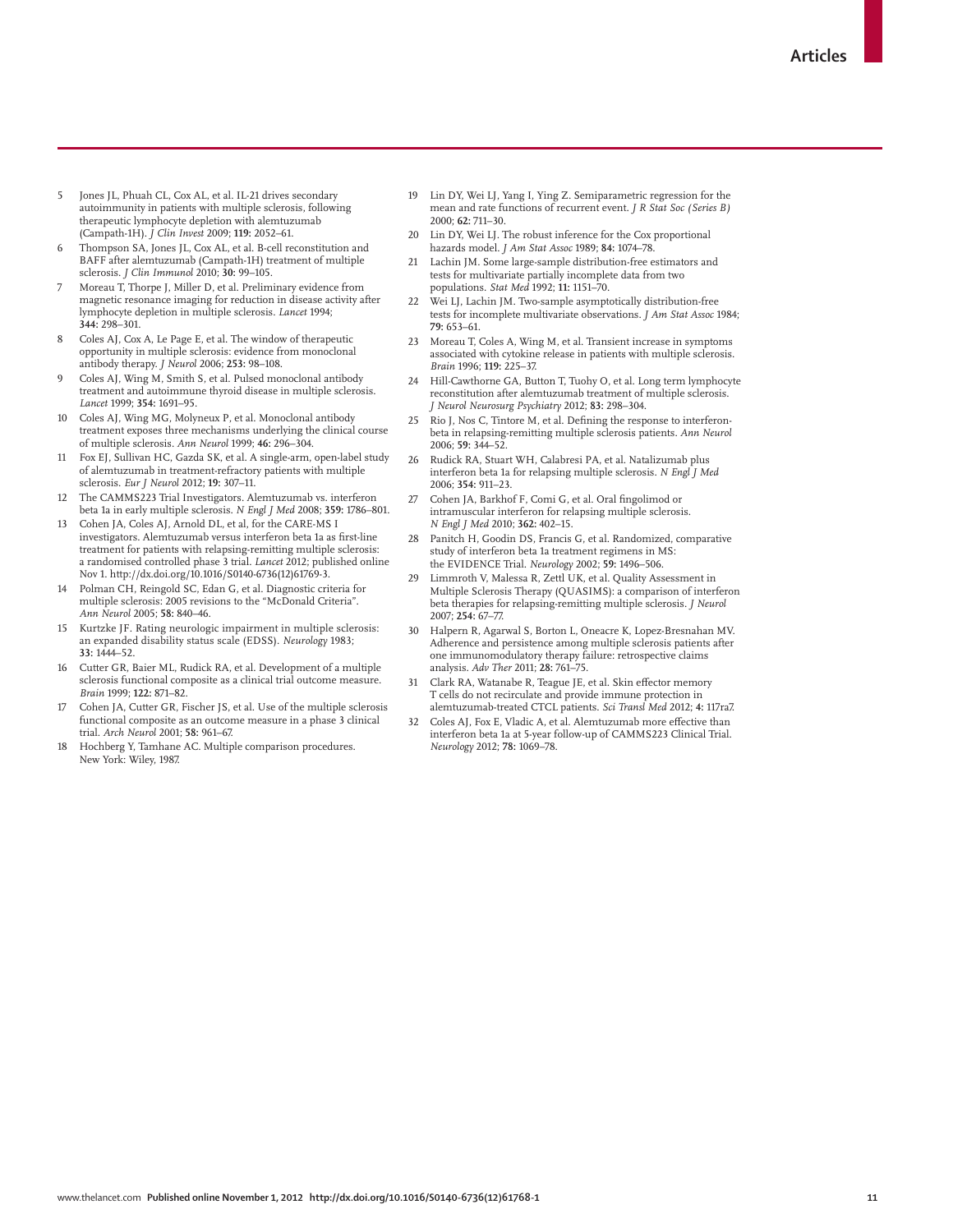5 Jones JL, Phuah CL, Cox AL, et al. IL-21 drives secondary autoimmunity in patients with multiple sclerosis, following therapeutic lymphocyte depletion with alemtuzumab (Campath-1H). *J Clin Invest* 2009; **119:** 2052–61.

6 Thompson SA, Jones JL, Cox AL, et al. B-cell reconstitution and BAFF after alemtuzumab (Campath-1H) treatment of multiple sclerosis. *J Clin Immunol* 2010; **30:** 99–105.

7 Moreau T, Thorpe J, Miller D, et al. Preliminary evidence from magnetic resonance imaging for reduction in disease activity after lymphocyte depletion in multiple sclerosis. *Lancet* 1994; **344:** 298–301.

8 Coles AJ, Cox A, Le Page E, et al. The window of therapeutic opportunity in multiple sclerosis: evidence from monoclonal antibody therapy. *J Neurol* 2006; **253:** 98–108.

9 Coles AJ, Wing M, Smith S, et al. Pulsed monoclonal antibody treatment and autoimmune thyroid disease in multiple sclerosis. *Lancet* 1999; **354:** 1691–95.

10 Coles AJ, Wing MG, Molyneux P, et al. Monoclonal antibody treatment exposes three mechanisms underlying the clinical course of multiple sclerosis. *Ann Neurol* 1999; **46:** 296–304.

11 Fox EJ, Sullivan HC, Gazda SK, et al. A single-arm, open-label study of alemtuzumab in treatment-refractory patients with multiple sclerosis. *Eur J Neurol* 2012; **19:** 307–11.

12 The CAMMS223 Trial Investigators. Alemtuzumab vs. interferon beta 1a in early multiple sclerosis. *N Engl J Med* 2008; **359:** 1786–801.

13 Cohen JA, Coles AJ, Arnold DL, et al, for the CARE-MS I investigators. Alemtuzumab versus interferon beta 1a as first-line treatment for patients with relapsing-remitting multiple sclerosis: a randomised controlled phase 3 trial. *Lancet* 2012; published online Nov 1. http://dx.doi.org/10.1016/S0140-6736(12)61769-3.

14 Polman CH, Reingold SC, Edan G, et al. Diagnostic criteria for multiple sclerosis: 2005 revisions to the "McDonald Criteria". *Ann Neurol* 2005; **58:** 840–46.

15 Kurtzke JF. Rating neurologic impairment in multiple sclerosis: an expanded disability status scale (EDSS). *Neurology* 1983; **33:** 1444–52.

16 Cutter GR, Baier ML, Rudick RA, et al. Development of a multiple sclerosis functional composite as a clinical trial outcome measure. *Brain* 1999; **122:** 871–82.

17 Cohen JA, Cutter GR, Fischer JS, et al. Use of the multiple sclerosis functional composite as an outcome measure in a phase 3 clinical trial. *Arch Neurol* 2001; **58:** 961–67.

18 Hochberg Y, Tamhane AC. Multiple comparison procedures. New York: Wiley, 1987.

19 Lin DY, Wei LJ, Yang I, Ying Z. Semiparametric regression for the mean and rate functions of recurrent event. *J R Stat Soc (Series B)* 2000; **62:** 711–30.

20 Lin DY, Wei LJ. The robust inference for the Cox proportional hazards model. *J Am Stat Assoc* 1989; **84:** 1074–78.

21 Lachin JM. Some large-sample distribution-free estimators and tests for multivariate partially incomplete data from two populations. *Stat Med* 1992; **11:** 1151–70.

22 Wei LJ, Lachin JM. Two-sample asymptotically distribution-free tests for incomplete multivariate observations. *J Am Stat Assoc* 1984; **79:** 653–61.

23 Moreau T, Coles A, Wing M, et al. Transient increase in symptoms associated with cytokine release in patients with multiple sclerosis. *Brain* 1996; **119:** 225–37.

24 Hill-Cawthorne GA, Button T, Tuohy O, et al. Long term lymphocyte reconstitution after alemtuzumab treatment of multiple sclerosis. *J Neurol Neurosurg Psychiatry* 2012; **83:** 298–304.

25 Rio J, Nos C, Tintore M, et al. Defining the response to interferon-beta in relapsing-remitting multiple sclerosis patients. *Ann Neurol* 2006; **59:** 344–52.

26 Rudick RA, Stuart WH, Calabresi PA, et al. Natalizumab plus interferon beta 1a for relapsing multiple sclerosis. *N Engl J Med* 2006; **354:** 911–23.

27 Cohen JA, Barkhof F, Comi G, et al. Oral fingolimod or intramuscular interferon for relapsing multiple sclerosis. *N Engl J Med* 2010; **362:** 402–15.

28 Panitch H, Goodin DS, Francis G, et al. Randomized, comparative study of interferon beta 1a treatment regimens in MS: the EVIDENCE Trial. *Neurology* 2002; **59:** 1496–506.

29 Limmroth V, Malessa R, Zettl UK, et al. Quality Assessment in Multiple Sclerosis Therapy (QUASIMS): a comparison of interferon beta therapies for relapsing-remitting multiple sclerosis. *J Neurol* 2007; **254:** 67–77.

30 Halpern R, Agarwal S, Borton L, Oneacre K, Lopez-Bresnahan MV. Adherence and persistence among multiple sclerosis patients after one immunomodulatory therapy failure: retrospective claims analysis. *Adv Ther* 2011; **28:** 761–75.

31 Clark RA, Watanabe R, Teague JE, et al. Skin effector memory T cells do not recirculate and provide immune protection in alemtuzumab-treated CTCL patients. *Sci Transl Med* 2012; **4:** 117ra7.

32 Coles AJ, Fox E, Vladic A, et al. Alemtuzumab more effective than interferon beta 1a at 5-year follow-up of CAMMS223 Clinical Trial. *Neurology* 2012; **78:** 1069–78.